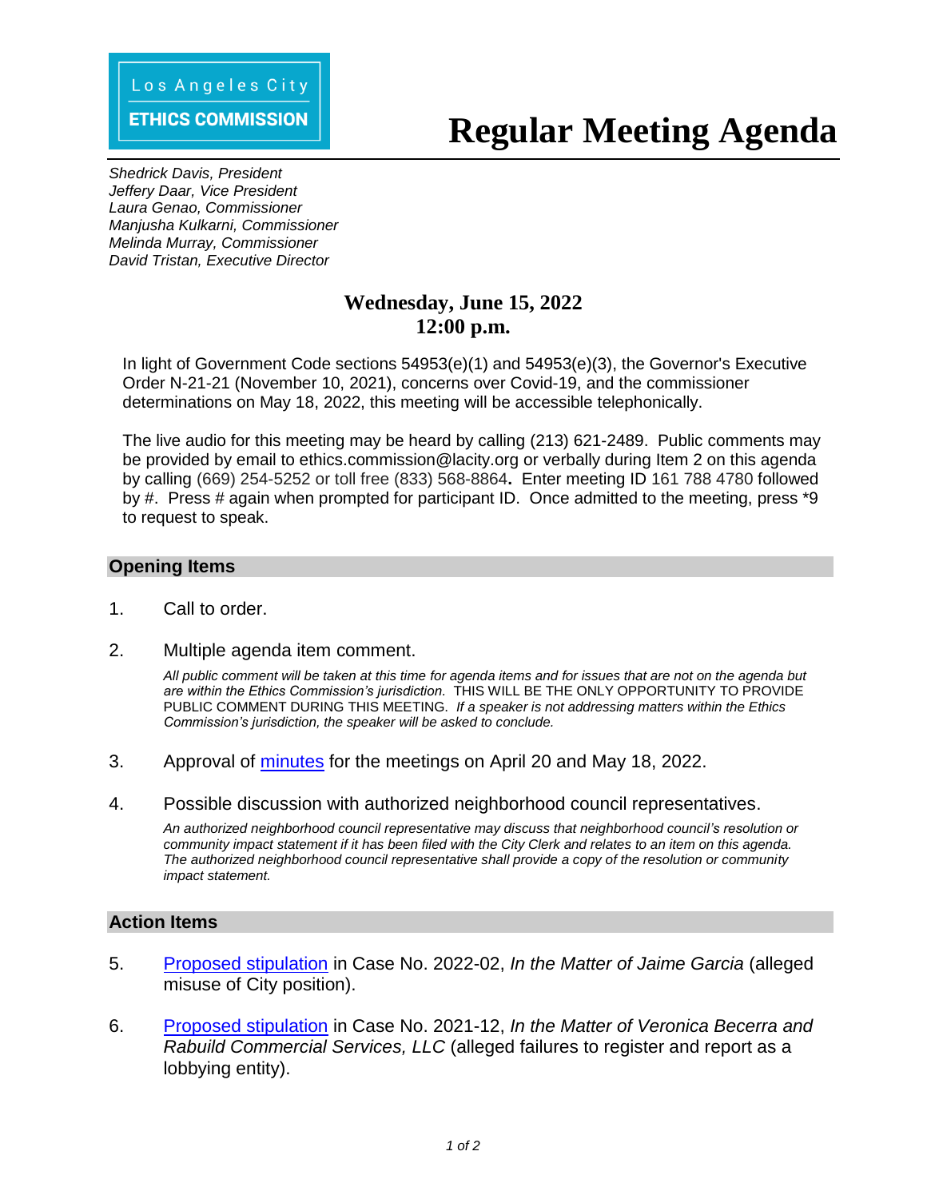Los Angeles City

**ETHICS COMMISSION**

# Regular Meeting Agenda

*Shedrick Davis, President*
*Jeffery Daar, Vice President*
*Laura Genao, Commissioner*
*Manjusha Kulkarni, Commissioner*
*Melinda Murray, Commissioner*
*David Tristan, Executive Director*

**Wednesday, June 15, 2022**
**12:00 p.m.**

In light of Government Code sections 54953(e)(1) and 54953(e)(3), the Governor's Executive Order N-21-21 (November 10, 2021), concerns over Covid-19, and the commissioner determinations on May 18, 2022, this meeting will be accessible telephonically.

The live audio for this meeting may be heard by calling (213) 621-2489. Public comments may be provided by email to ethics.commission@lacity.org or verbally during Item 2 on this agenda by calling (669) 254-5252 or toll free (833) 568-8864**.** Enter meeting ID 161 788 4780 followed by #. Press # again when prompted for participant ID. Once admitted to the meeting, press *9 to request to speak.

## Opening Items

1. Call to order.

2. Multiple agenda item comment.

   *All public comment will be taken at this time for agenda items and for issues that are not on the agenda but are within the Ethics Commission's jurisdiction.* THIS WILL BE THE ONLY OPPORTUNITY TO PROVIDE PUBLIC COMMENT DURING THIS MEETING. *If a speaker is not addressing matters within the Ethics Commission's jurisdiction, the speaker will be asked to conclude.*

3. Approval of minutes for the meetings on April 20 and May 18, 2022.

4. Possible discussion with authorized neighborhood council representatives.

   *An authorized neighborhood council representative may discuss that neighborhood council's resolution or community impact statement if it has been filed with the City Clerk and relates to an item on this agenda. The authorized neighborhood council representative shall provide a copy of the resolution or community impact statement.*

## Action Items

5. Proposed stipulation in Case No. 2022-02, *In the Matter of Jaime Garcia* (alleged misuse of City position).

6. Proposed stipulation in Case No. 2021-12, *In the Matter of Veronica Becerra and Rabuild Commercial Services, LLC* (alleged failures to register and report as a lobbying entity).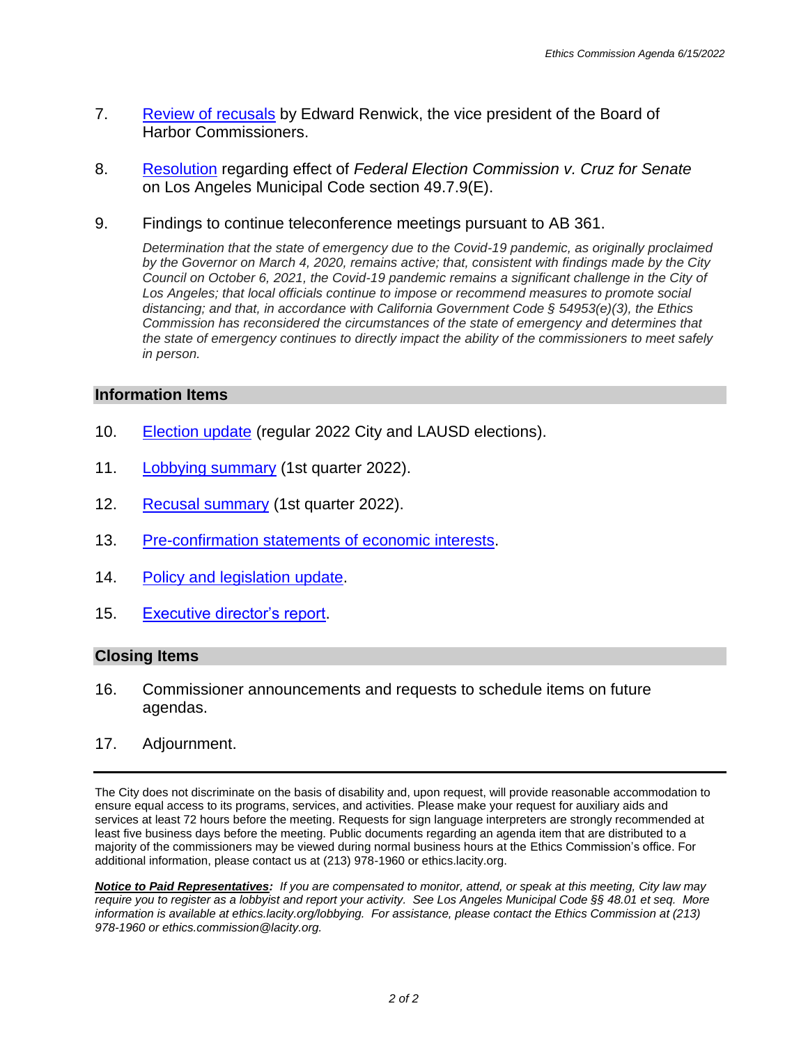7. Review of recusals by Edward Renwick, the vice president of the Board of Harbor Commissioners.

8. Resolution regarding effect of *Federal Election Commission v. Cruz for Senate* on Los Angeles Municipal Code section 49.7.9(E).

9. Findings to continue teleconference meetings pursuant to AB 361.

   *Determination that the state of emergency due to the Covid-19 pandemic, as originally proclaimed by the Governor on March 4, 2020, remains active; that, consistent with findings made by the City Council on October 6, 2021, the Covid-19 pandemic remains a significant challenge in the City of Los Angeles; that local officials continue to impose or recommend measures to promote social distancing; and that, in accordance with California Government Code § 54953(e)(3), the Ethics Commission has reconsidered the circumstances of the state of emergency and determines that the state of emergency continues to directly impact the ability of the commissioners to meet safely in person.*

## Information Items

10. Election update (regular 2022 City and LAUSD elections).

11. Lobbying summary (1st quarter 2022).

12. Recusal summary (1st quarter 2022).

13. Pre-confirmation statements of economic interests.

14. Policy and legislation update.

15. Executive director's report.

## Closing Items

16. Commissioner announcements and requests to schedule items on future agendas.

17. Adjournment.

---

The City does not discriminate on the basis of disability and, upon request, will provide reasonable accommodation to ensure equal access to its programs, services, and activities. Please make your request for auxiliary aids and services at least 72 hours before the meeting. Requests for sign language interpreters are strongly recommended at least five business days before the meeting. Public documents regarding an agenda item that are distributed to a majority of the commissioners may be viewed during normal business hours at the Ethics Commission's office. For additional information, please contact us at (213) 978-1960 or ethics.lacity.org.

***Notice to Paid Representatives:*** *If you are compensated to monitor, attend, or speak at this meeting, City law may require you to register as a lobbyist and report your activity. See Los Angeles Municipal Code §§ 48.01 et seq. More information is available at ethics.lacity.org/lobbying. For assistance, please contact the Ethics Commission at (213) 978-1960 or ethics.commission@lacity.org.*